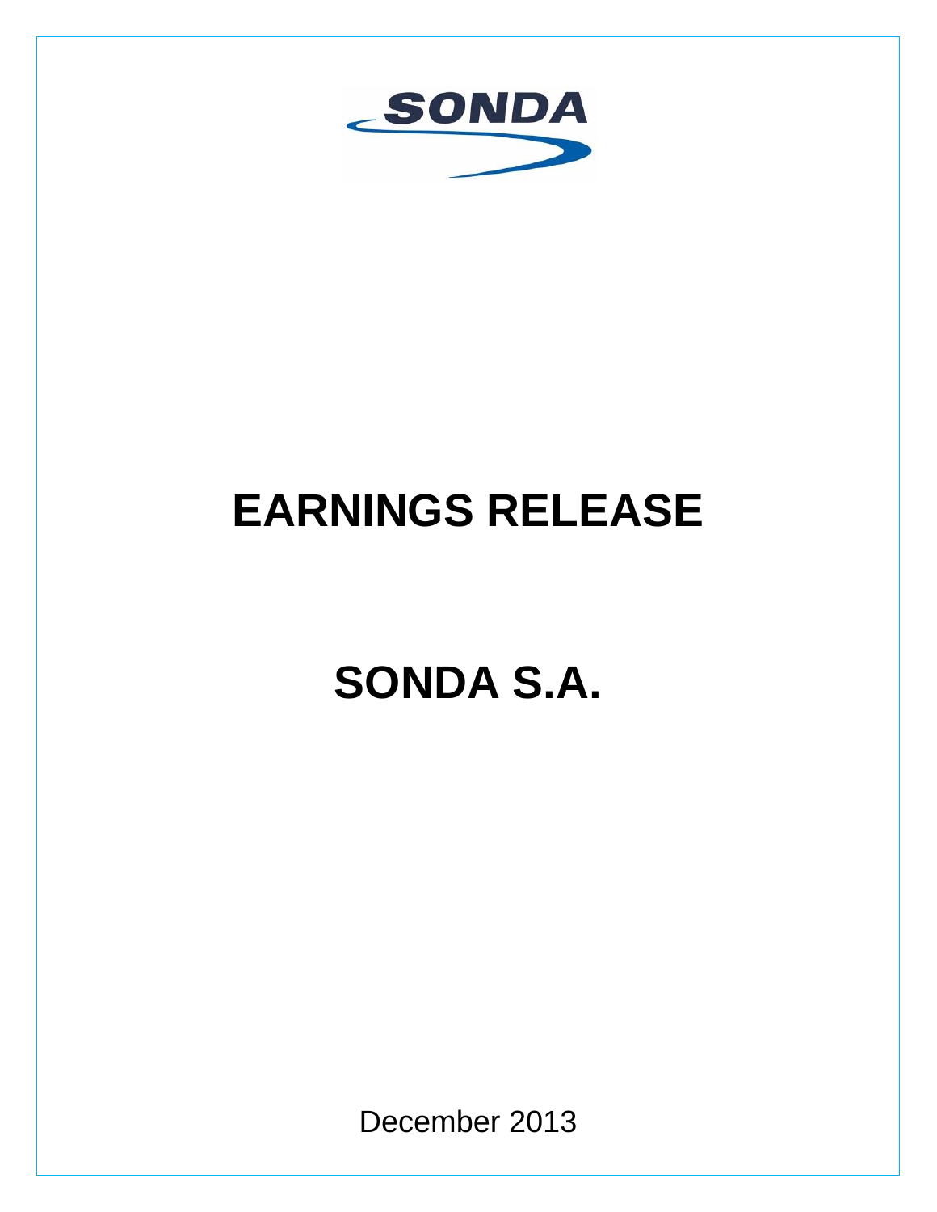SONDA

# EARNINGS RELEASE

# SONDA S.A.

December 2013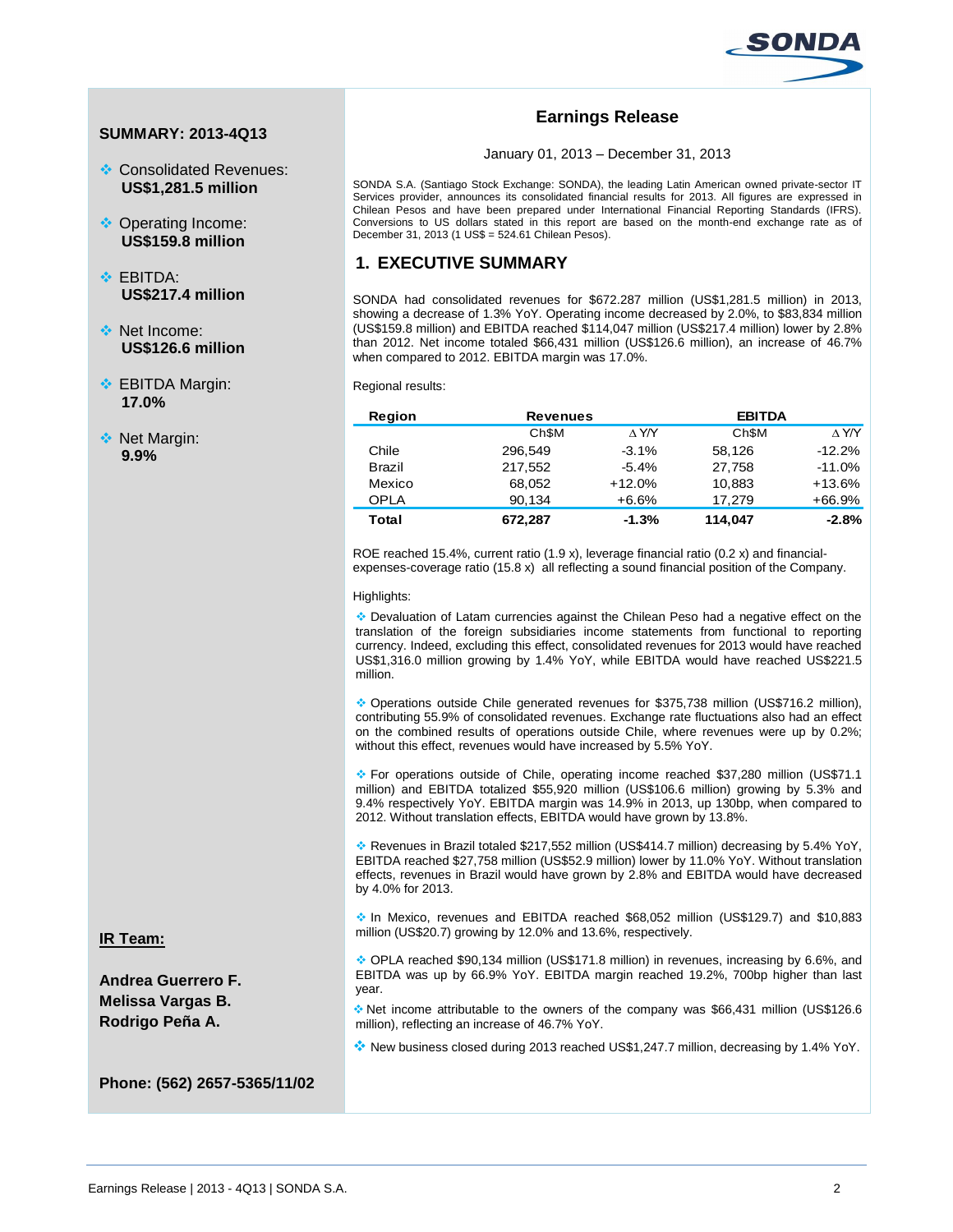## SUMMARY: 2013-4Q13

- Consolidated Revenues: **US$1,281.5 million**
- Operating Income: **US$159.8 million**
- EBITDA: **US$217.4 million**
- Net Income: **US$126.6 million**
- EBITDA Margin: **17.0%**
- Net Margin: **9.9%**

**IR Team:**

**Andrea Guerrero F.**
**Melissa Vargas B.**
**Rodrigo Peña A.**

**Phone: (562) 2657-5365/11/02**

# Earnings Release

January 01, 2013 – December 31, 2013

SONDA S.A. (Santiago Stock Exchange: SONDA), the leading Latin American owned private-sector IT Services provider, announces its consolidated financial results for 2013. All figures are expressed in Chilean Pesos and have been prepared under International Financial Reporting Standards (IFRS). Conversions to US dollars stated in this report are based on the month-end exchange rate as of December 31, 2013 (1 US$ = 524.61 Chilean Pesos).

## 1. EXECUTIVE SUMMARY

SONDA had consolidated revenues for $672.287 million (US$1,281.5 million) in 2013, showing a decrease of 1.3% YoY. Operating income decreased by 2.0%, to $83,834 million (US$159.8 million) and EBITDA reached $114,047 million (US$217.4 million) lower by 2.8% than 2012. Net income totaled $66,431 million (US$126.6 million), an increase of 46.7% when compared to 2012. EBITDA margin was 17.0%.

Regional results:

| Region | Revenues | | EBITDA | |
|---|---|---|---|---|
| | Ch$M | ∆ Y/Y | Ch$M | ∆ Y/Y |
| Chile | 296,549 | -3.1% | 58,126 | -12.2% |
| Brazil | 217,552 | -5.4% | 27,758 | -11.0% |
| Mexico | 68,052 | +12.0% | 10,883 | +13.6% |
| OPLA | 90,134 | +6.6% | 17,279 | +66.9% |
| **Total** | **672,287** | **-1.3%** | **114,047** | **-2.8%** |

ROE reached 15.4%, current ratio (1.9 x), leverage financial ratio (0.2 x) and financial-expenses-coverage ratio (15.8 x) all reflecting a sound financial position of the Company.

Highlights:

- Devaluation of Latam currencies against the Chilean Peso had a negative effect on the translation of the foreign subsidiaries income statements from functional to reporting currency. Indeed, excluding this effect, consolidated revenues for 2013 would have reached US$1,316.0 million growing by 1.4% YoY, while EBITDA would have reached US$221.5 million.
- Operations outside Chile generated revenues for $375,738 million (US$716.2 million), contributing 55.9% of consolidated revenues. Exchange rate fluctuations also had an effect on the combined results of operations outside Chile, where revenues were up by 0.2%; without this effect, revenues would have increased by 5.5% YoY.
- For operations outside of Chile, operating income reached $37,280 million (US$71.1 million) and EBITDA totalized $55,920 million (US$106.6 million) growing by 5.3% and 9.4% respectively YoY. EBITDA margin was 14.9% in 2013, up 130bp, when compared to 2012. Without translation effects, EBITDA would have grown by 13.8%.
- Revenues in Brazil totaled $217,552 million (US$414.7 million) decreasing by 5.4% YoY, EBITDA reached $27,758 million (US$52.9 million) lower by 11.0% YoY. Without translation effects, revenues in Brazil would have grown by 2.8% and EBITDA would have decreased by 4.0% for 2013.
- In Mexico, revenues and EBITDA reached $68,052 million (US$129.7) and $10,883 million (US$20.7) growing by 12.0% and 13.6%, respectively.
- OPLA reached $90,134 million (US$171.8 million) in revenues, increasing by 6.6%, and EBITDA was up by 66.9% YoY. EBITDA margin reached 19.2%, 700bp higher than last year.
- Net income attributable to the owners of the company was $66,431 million (US$126.6 million), reflecting an increase of 46.7% YoY.
- New business closed during 2013 reached US$1,247.7 million, decreasing by 1.4% YoY.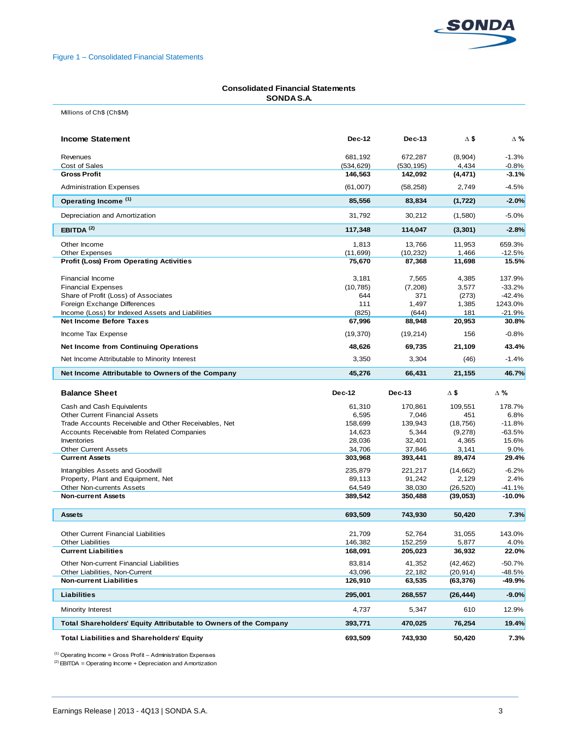Figure 1 – Consolidated Financial Statements

## Consolidated Financial Statements
### SONDA S.A.

Millions of Ch$ (Ch$M)

| Income Statement | Dec-12 | Dec-13 | Δ $ | Δ % |
|---|---|---|---|---|
| Revenues | 681,192 | 672,287 | (8,904) | -1.3% |
| Cost of Sales | (534,629) | (530,195) | 4,434 | -0.8% |
| **Gross Profit** | **146,563** | **142,092** | **(4,471)** | **-3.1%** |
| Administration Expenses | (61,007) | (58,258) | 2,749 | -4.5% |
| **Operating Income [(1)]** | **85,556** | **83,834** | **(1,722)** | **-2.0%** |
| Depreciation and Amortization | 31,792 | 30,212 | (1,580) | -5.0% |
| **EBITDA [(2)]** | **117,348** | **114,047** | **(3,301)** | **-2.8%** |
| Other Income | 1,813 | 13,766 | 11,953 | 659.3% |
| Other Expenses | (11,699) | (10,232) | 1,466 | -12.5% |
| **Profit (Loss) From Operating Activities** | **75,670** | **87,368** | **11,698** | **15.5%** |
| Financial Income | 3,181 | 7,565 | 4,385 | 137.9% |
| Financial Expenses | (10,785) | (7,208) | 3,577 | -33.2% |
| Share of Profit (Loss) of Associates | 644 | 371 | (273) | -42.4% |
| Foreign Exchange Differences | 111 | 1,497 | 1,385 | 1243.0% |
| Income (Loss) for Indexed Assets and Liabilities | (825) | (644) | 181 | -21.9% |
| **Net Income Before Taxes** | **67,996** | **88,948** | **20,953** | **30.8%** |
| Income Tax Expense | (19,370) | (19,214) | 156 | -0.8% |
| **Net Income from Continuing Operations** | **48,626** | **69,735** | **21,109** | **43.4%** |
| Net Income Attributable to Minority Interest | 3,350 | 3,304 | (46) | -1.4% |
| **Net Income Attributable to Owners of the Company** | **45,276** | **66,431** | **21,155** | **46.7%** |

| Balance Sheet | Dec-12 | Dec-13 | Δ $ | Δ % |
|---|---|---|---|---|
| Cash and Cash Equivalents | 61,310 | 170,861 | 109,551 | 178.7% |
| Other Current Financial Assets | 6,595 | 7,046 | 451 | 6.8% |
| Trade Accounts Receivable and Other Receivables, Net | 158,699 | 139,943 | (18,756) | -11.8% |
| Accounts Receivable from Related Companies | 14,623 | 5,344 | (9,278) | -63.5% |
| Inventories | 28,036 | 32,401 | 4,365 | 15.6% |
| Other Current Assets | 34,706 | 37,846 | 3,141 | 9.0% |
| **Current Assets** | **303,968** | **393,441** | **89,474** | **29.4%** |
| Intangibles Assets and Goodwill | 235,879 | 221,217 | (14,662) | -6.2% |
| Property, Plant and Equipment, Net | 89,113 | 91,242 | 2,129 | 2.4% |
| Other Non-currents Assets | 64,549 | 38,030 | (26,520) | -41.1% |
| **Non-current Assets** | **389,542** | **350,488** | **(39,053)** | **-10.0%** |
| **Assets** | **693,509** | **743,930** | **50,420** | **7.3%** |
| Other Current Financial Liabilities | 21,709 | 52,764 | 31,055 | 143.0% |
| Other Liabilities | 146,382 | 152,259 | 5,877 | 4.0% |
| **Current Liabilities** | **168,091** | **205,023** | **36,932** | **22.0%** |
| Other Non-current Financial Liabilities | 83,814 | 41,352 | (42,462) | -50.7% |
| Other Liabilities, Non-Current | 43,096 | 22,182 | (20,914) | -48.5% |
| **Non-current Liabilities** | **126,910** | **63,535** | **(63,376)** | **-49.9%** |
| **Liabilities** | **295,001** | **268,557** | **(26,444)** | **-9.0%** |
| Minority Interest | 4,737 | 5,347 | 610 | 12.9% |
| **Total Shareholders' Equity Attributable to Owners of the Company** | **393,771** | **470,025** | **76,254** | **19.4%** |
| **Total Liabilities and Shareholders' Equity** | **693,509** | **743,930** | **50,420** | **7.3%** |

[(1)] Operating Income = Gross Profit – Administration Expenses

[(2)] EBITDA = Operating Income + Depreciation and Amortization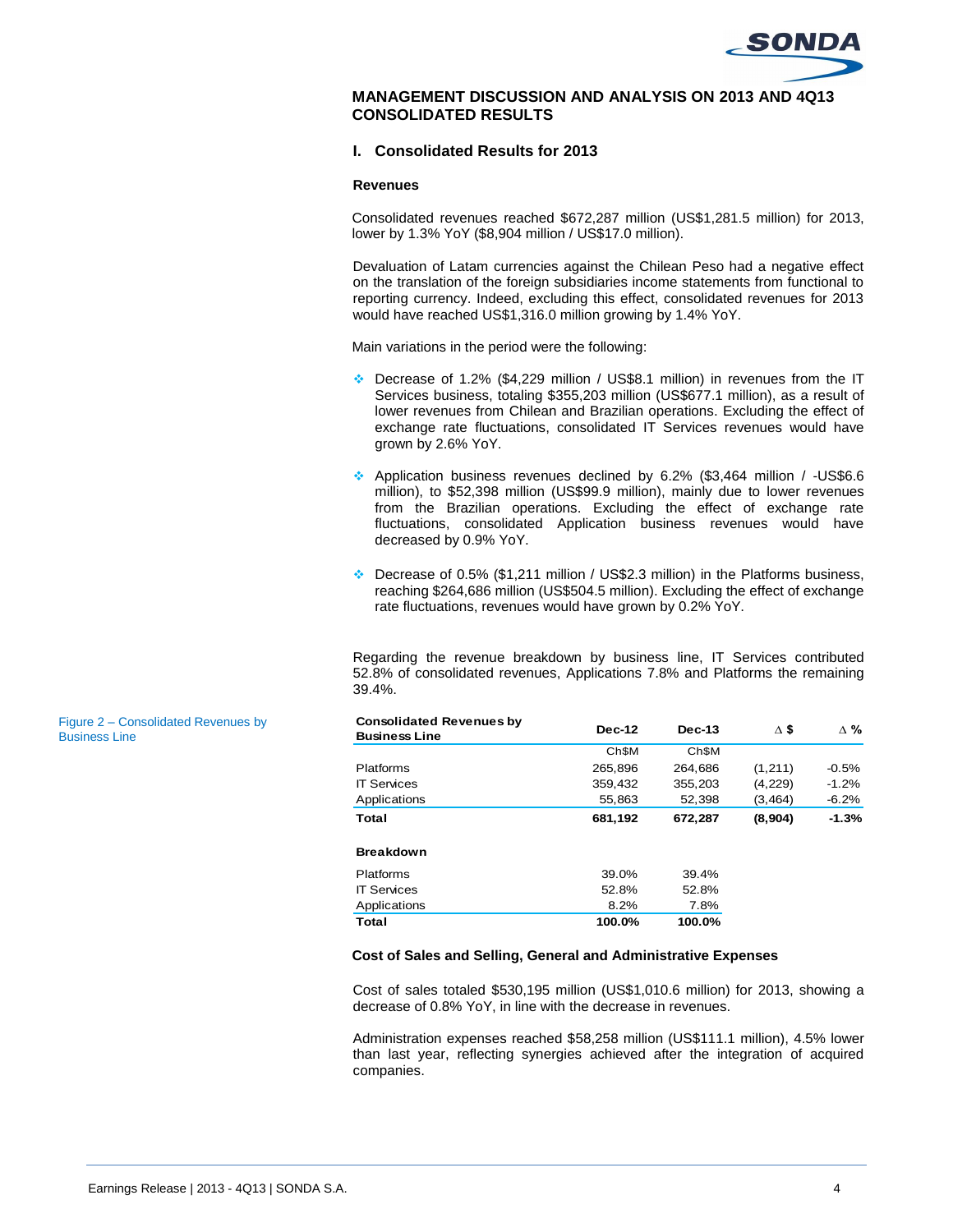## MANAGEMENT DISCUSSION AND ANALYSIS ON 2013 AND 4Q13 CONSOLIDATED RESULTS

### I. Consolidated Results for 2013

#### Revenues

Consolidated revenues reached $672,287 million (US$1,281.5 million) for 2013, lower by 1.3% YoY ($8,904 million / US$17.0 million).

Devaluation of Latam currencies against the Chilean Peso had a negative effect on the translation of the foreign subsidiaries income statements from functional to reporting currency. Indeed, excluding this effect, consolidated revenues for 2013 would have reached US$1,316.0 million growing by 1.4% YoY.

Main variations in the period were the following:

- Decrease of 1.2% ($4,229 million / US$8.1 million) in revenues from the IT Services business, totaling $355,203 million (US$677.1 million), as a result of lower revenues from Chilean and Brazilian operations. Excluding the effect of exchange rate fluctuations, consolidated IT Services revenues would have grown by 2.6% YoY.
- Application business revenues declined by 6.2% ($3,464 million / -US$6.6 million), to $52,398 million (US$99.9 million), mainly due to lower revenues from the Brazilian operations. Excluding the effect of exchange rate fluctuations, consolidated Application business revenues would have decreased by 0.9% YoY.
- Decrease of 0.5% ($1,211 million / US$2.3 million) in the Platforms business, reaching $264,686 million (US$504.5 million). Excluding the effect of exchange rate fluctuations, revenues would have grown by 0.2% YoY.

Regarding the revenue breakdown by business line, IT Services contributed 52.8% of consolidated revenues, Applications 7.8% and Platforms the remaining 39.4%.

Figure 2 – Consolidated Revenues by Business Line

| Consolidated Revenues by Business Line | Dec-12 | Dec-13 | Δ $ | Δ % |
|---|---|---|---|---|
| | Ch$M | Ch$M | | |
| Platforms | 265,896 | 264,686 | (1,211) | -0.5% |
| IT Services | 359,432 | 355,203 | (4,229) | -1.2% |
| Applications | 55,863 | 52,398 | (3,464) | -6.2% |
| **Total** | **681,192** | **672,287** | **(8,904)** | **-1.3%** |
| **Breakdown** | | | | |
| Platforms | 39.0% | 39.4% | | |
| IT Services | 52.8% | 52.8% | | |
| Applications | 8.2% | 7.8% | | |
| **Total** | **100.0%** | **100.0%** | | |

#### Cost of Sales and Selling, General and Administrative Expenses

Cost of sales totaled $530,195 million (US$1,010.6 million) for 2013, showing a decrease of 0.8% YoY, in line with the decrease in revenues.

Administration expenses reached $58,258 million (US$111.1 million), 4.5% lower than last year, reflecting synergies achieved after the integration of acquired companies.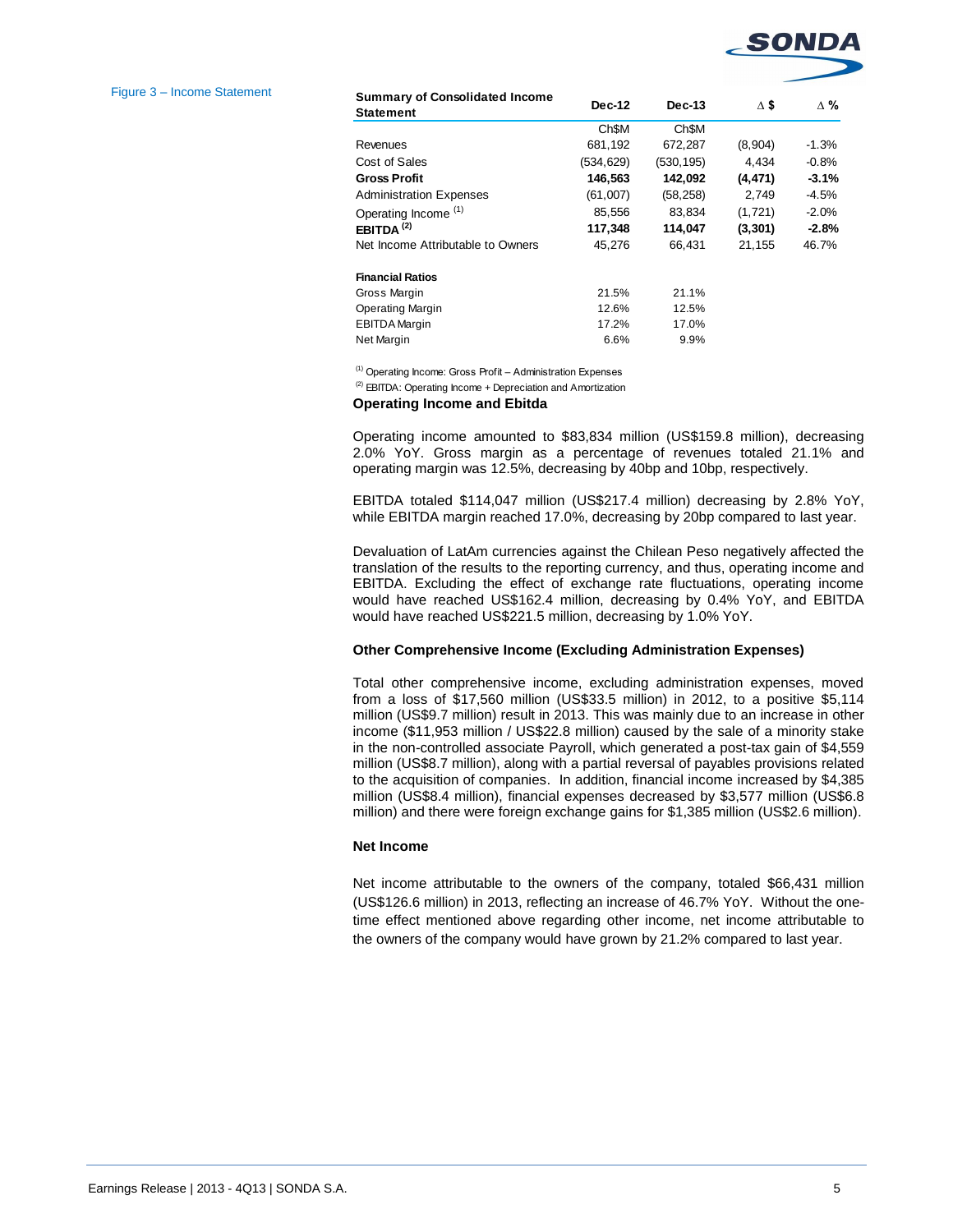Figure 3 – Income Statement

| Summary of Consolidated Income Statement | Dec-12 | Dec-13 | Δ $ | Δ % |
|---|---|---|---|---|
| | Ch$M | Ch$M | | |
| Revenues | 681,192 | 672,287 | (8,904) | -1.3% |
| Cost of Sales | (534,629) | (530,195) | 4,434 | -0.8% |
| **Gross Profit** | **146,563** | **142,092** | **(4,471)** | **-3.1%** |
| Administration Expenses | (61,007) | (58,258) | 2,749 | -4.5% |
| Operating Income [(1)] | 85,556 | 83,834 | (1,721) | -2.0% |
| **EBITDA [(2)]** | **117,348** | **114,047** | **(3,301)** | **-2.8%** |
| Net Income Attributable to Owners | 45,276 | 66,431 | 21,155 | 46.7% |
| | | | | |
| **Financial Ratios** | | | | |
| Gross Margin | 21.5% | 21.1% | | |
| Operating Margin | 12.6% | 12.5% | | |
| EBITDA Margin | 17.2% | 17.0% | | |
| Net Margin | 6.6% | 9.9% | | |

[(1)] Operating Income: Gross Profit – Administration Expenses

[(2)] EBITDA: Operating Income + Depreciation and Amortization

**Operating Income and Ebitda**

Operating income amounted to $83,834 million (US$159.8 million), decreasing 2.0% YoY. Gross margin as a percentage of revenues totaled 21.1% and operating margin was 12.5%, decreasing by 40bp and 10bp, respectively.

EBITDA totaled $114,047 million (US$217.4 million) decreasing by 2.8% YoY, while EBITDA margin reached 17.0%, decreasing by 20bp compared to last year.

Devaluation of LatAm currencies against the Chilean Peso negatively affected the translation of the results to the reporting currency, and thus, operating income and EBITDA. Excluding the effect of exchange rate fluctuations, operating income would have reached US$162.4 million, decreasing by 0.4% YoY, and EBITDA would have reached US$221.5 million, decreasing by 1.0% YoY.

**Other Comprehensive Income (Excluding Administration Expenses)**

Total other comprehensive income, excluding administration expenses, moved from a loss of $17,560 million (US$33.5 million) in 2012, to a positive $5,114 million (US$9.7 million) result in 2013. This was mainly due to an increase in other income ($11,953 million / US$22.8 million) caused by the sale of a minority stake in the non-controlled associate Payroll, which generated a post-tax gain of $4,559 million (US$8.7 million), along with a partial reversal of payables provisions related to the acquisition of companies. In addition, financial income increased by $4,385 million (US$8.4 million), financial expenses decreased by $3,577 million (US$6.8 million) and there were foreign exchange gains for $1,385 million (US$2.6 million).

**Net Income**

Net income attributable to the owners of the company, totaled $66,431 million (US$126.6 million) in 2013, reflecting an increase of 46.7% YoY. Without the one-time effect mentioned above regarding other income, net income attributable to the owners of the company would have grown by 21.2% compared to last year.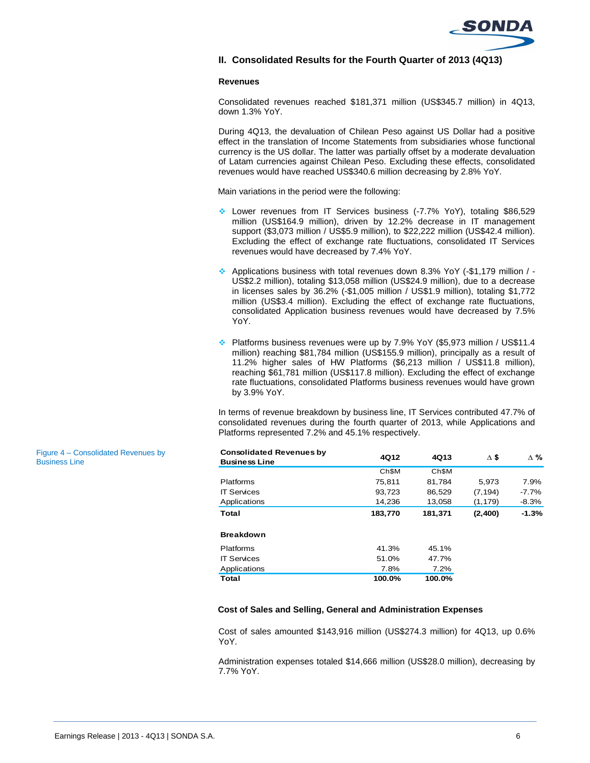## II. Consolidated Results for the Fourth Quarter of 2013 (4Q13)

### Revenues

Consolidated revenues reached $181,371 million (US$345.7 million) in 4Q13, down 1.3% YoY.

During 4Q13, the devaluation of Chilean Peso against US Dollar had a positive effect in the translation of Income Statements from subsidiaries whose functional currency is the US dollar. The latter was partially offset by a moderate devaluation of Latam currencies against Chilean Peso. Excluding these effects, consolidated revenues would have reached US$340.6 million decreasing by 2.8% YoY.

Main variations in the period were the following:

- Lower revenues from IT Services business (-7.7% YoY), totaling $86,529 million (US$164.9 million), driven by 12.2% decrease in IT management support ($3,073 million / US$5.9 million), to $22,222 million (US$42.4 million). Excluding the effect of exchange rate fluctuations, consolidated IT Services revenues would have decreased by 7.4% YoY.

- Applications business with total revenues down 8.3% YoY (-$1,179 million / -US$2.2 million), totaling $13,058 million (US$24.9 million), due to a decrease in licenses sales by 36.2% (-$1,005 million / US$1.9 million), totaling $1,772 million (US$3.4 million). Excluding the effect of exchange rate fluctuations, consolidated Application business revenues would have decreased by 7.5% YoY.

- Platforms business revenues were up by 7.9% YoY ($5,973 million / US$11.4 million) reaching $81,784 million (US$155.9 million), principally as a result of 11.2% higher sales of HW Platforms ($6,213 million / US$11.8 million), reaching $61,781 million (US$117.8 million). Excluding the effect of exchange rate fluctuations, consolidated Platforms business revenues would have grown by 3.9% YoY.

In terms of revenue breakdown by business line, IT Services contributed 47.7% of consolidated revenues during the fourth quarter of 2013, while Applications and Platforms represented 7.2% and 45.1% respectively.

Figure 4 – Consolidated Revenues by Business Line

| Consolidated Revenues by Business Line | 4Q12 | 4Q13 | Δ $ | Δ % |
|---|---|---|---|---|
| | Ch$M | Ch$M | | |
| Platforms | 75,811 | 81,784 | 5,973 | 7.9% |
| IT Services | 93,723 | 86,529 | (7,194) | -7.7% |
| Applications | 14,236 | 13,058 | (1,179) | -8.3% |
| **Total** | **183,770** | **181,371** | **(2,400)** | **-1.3%** |
| | | | | |
| **Breakdown** | | | | |
| Platforms | 41.3% | 45.1% | | |
| IT Services | 51.0% | 47.7% | | |
| Applications | 7.8% | 7.2% | | |
| **Total** | **100.0%** | **100.0%** | | |

### Cost of Sales and Selling, General and Administration Expenses

Cost of sales amounted $143,916 million (US$274.3 million) for 4Q13, up 0.6% YoY.

Administration expenses totaled $14,666 million (US$28.0 million), decreasing by 7.7% YoY.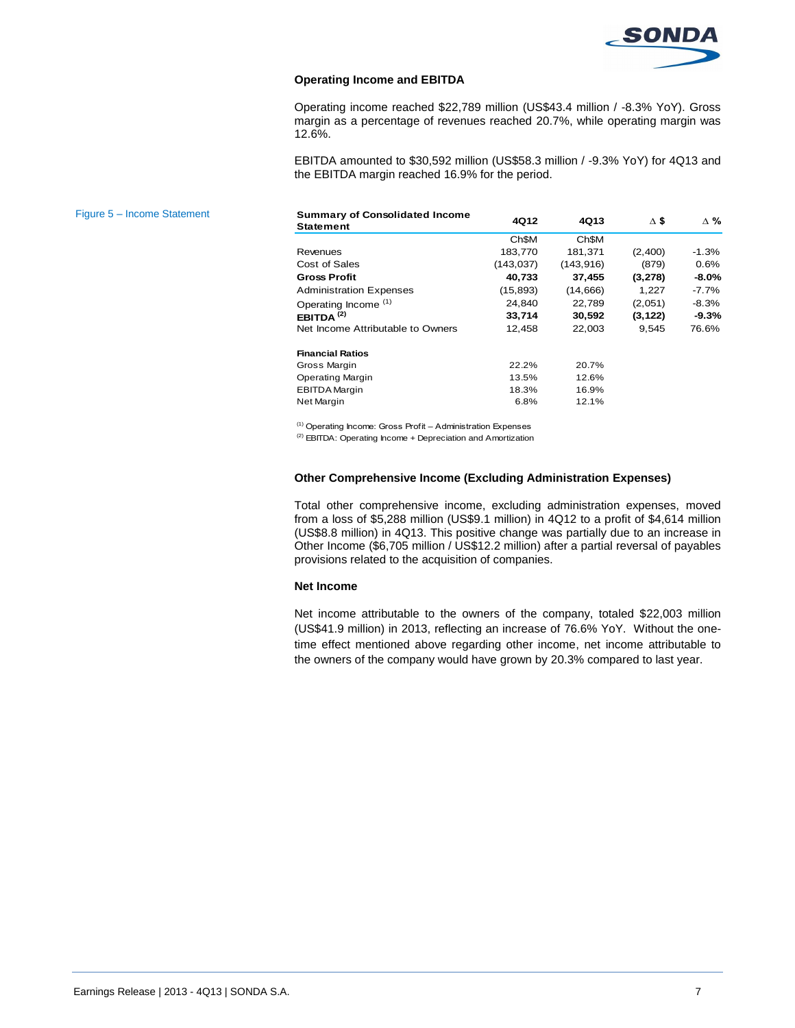### Operating Income and EBITDA

Operating income reached $22,789 million (US$43.4 million / -8.3% YoY). Gross margin as a percentage of revenues reached 20.7%, while operating margin was 12.6%.

EBITDA amounted to $30,592 million (US$58.3 million / -9.3% YoY) for 4Q13 and the EBITDA margin reached 16.9% for the period.

Figure 5 – Income Statement

| Summary of Consolidated Income Statement | 4Q12 | 4Q13 | Δ $ | Δ % |
|---|---|---|---|---|
| | Ch$M | Ch$M | | |
| Revenues | 183,770 | 181,371 | (2,400) | -1.3% |
| Cost of Sales | (143,037) | (143,916) | (879) | 0.6% |
| **Gross Profit** | **40,733** | **37,455** | **(3,278)** | **-8.0%** |
| Administration Expenses | (15,893) | (14,666) | 1,227 | -7.7% |
| Operating Income (1) | 24,840 | 22,789 | (2,051) | -8.3% |
| **EBITDA (2)** | **33,714** | **30,592** | **(3,122)** | **-9.3%** |
| Net Income Attributable to Owners | 12,458 | 22,003 | 9,545 | 76.6% |
| | | | | |
| **Financial Ratios** | | | | |
| Gross Margin | 22.2% | 20.7% | | |
| Operating Margin | 13.5% | 12.6% | | |
| EBITDA Margin | 18.3% | 16.9% | | |
| Net Margin | 6.8% | 12.1% | | |

(1) Operating Income: Gross Profit – Administration Expenses
(2) EBITDA: Operating Income + Depreciation and Amortization

### Other Comprehensive Income (Excluding Administration Expenses)

Total other comprehensive income, excluding administration expenses, moved from a loss of $5,288 million (US$9.1 million) in 4Q12 to a profit of $4,614 million (US$8.8 million) in 4Q13. This positive change was partially due to an increase in Other Income ($6,705 million / US$12.2 million) after a partial reversal of payables provisions related to the acquisition of companies.

### Net Income

Net income attributable to the owners of the company, totaled $22,003 million (US$41.9 million) in 2013, reflecting an increase of 76.6% YoY. Without the one-time effect mentioned above regarding other income, net income attributable to the owners of the company would have grown by 20.3% compared to last year.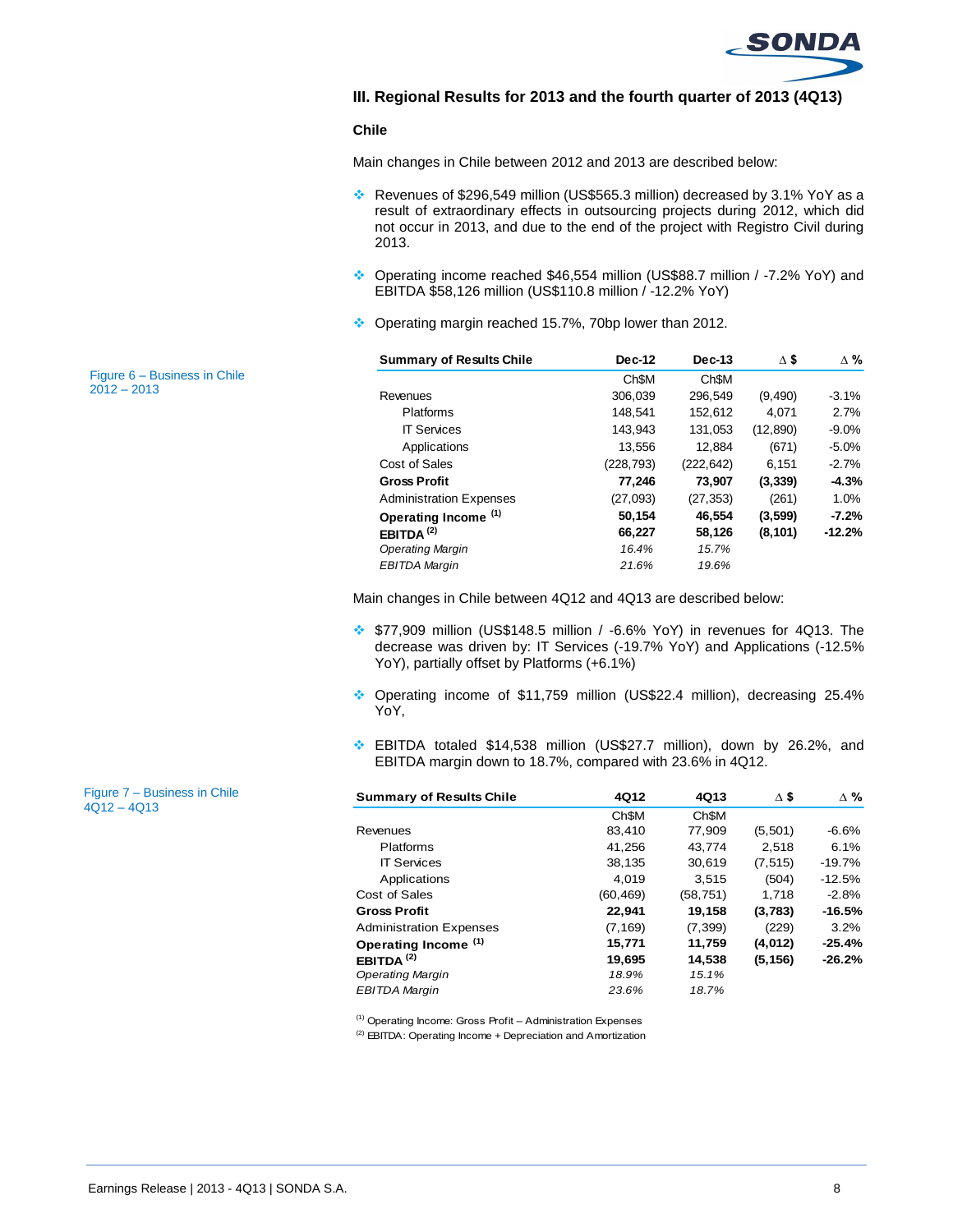## III. Regional Results for 2013 and the fourth quarter of 2013 (4Q13)

### Chile

Main changes in Chile between 2012 and 2013 are described below:

- Revenues of $296,549 million (US$565.3 million) decreased by 3.1% YoY as a result of extraordinary effects in outsourcing projects during 2012, which did not occur in 2013, and due to the end of the project with Registro Civil during 2013.
- Operating income reached $46,554 million (US$88.7 million / -7.2% YoY) and EBITDA $58,126 million (US$110.8 million / -12.2% YoY)
- Operating margin reached 15.7%, 70bp lower than 2012.

Figure 6 – Business in Chile 2012 – 2013

| Summary of Results Chile | Dec-12 | Dec-13 | ∆ $ | ∆ % |
|---|---|---|---|---|
| | Ch$M | Ch$M | | |
| Revenues | 306,039 | 296,549 | (9,490) | -3.1% |
| Platforms | 148,541 | 152,612 | 4,071 | 2.7% |
| IT Services | 143,943 | 131,053 | (12,890) | -9.0% |
| Applications | 13,556 | 12,884 | (671) | -5.0% |
| Cost of Sales | (228,793) | (222,642) | 6,151 | -2.7% |
| **Gross Profit** | **77,246** | **73,907** | **(3,339)** | **-4.3%** |
| Administration Expenses | (27,093) | (27,353) | (261) | 1.0% |
| **Operating Income [1]** | **50,154** | **46,554** | **(3,599)** | **-7.2%** |
| **EBITDA [2]** | **66,227** | **58,126** | **(8,101)** | **-12.2%** |
| *Operating Margin* | *16.4%* | *15.7%* | | |
| *EBITDA Margin* | *21.6%* | *19.6%* | | |

Main changes in Chile between 4Q12 and 4Q13 are described below:

- $77,909 million (US$148.5 million / -6.6% YoY) in revenues for 4Q13. The decrease was driven by: IT Services (-19.7% YoY) and Applications (-12.5% YoY), partially offset by Platforms (+6.1%)
- Operating income of $11,759 million (US$22.4 million), decreasing 25.4% YoY,
- EBITDA totaled $14,538 million (US$27.7 million), down by 26.2%, and EBITDA margin down to 18.7%, compared with 23.6% in 4Q12.

Figure 7 – Business in Chile 4Q12 – 4Q13

| Summary of Results Chile | 4Q12 | 4Q13 | ∆ $ | ∆ % |
|---|---|---|---|---|
| | Ch$M | Ch$M | | |
| Revenues | 83,410 | 77,909 | (5,501) | -6.6% |
| Platforms | 41,256 | 43,774 | 2,518 | 6.1% |
| IT Services | 38,135 | 30,619 | (7,515) | -19.7% |
| Applications | 4,019 | 3,515 | (504) | -12.5% |
| Cost of Sales | (60,469) | (58,751) | 1,718 | -2.8% |
| **Gross Profit** | **22,941** | **19,158** | **(3,783)** | **-16.5%** |
| Administration Expenses | (7,169) | (7,399) | (229) | 3.2% |
| **Operating Income [1]** | **15,771** | **11,759** | **(4,012)** | **-25.4%** |
| **EBITDA [2]** | **19,695** | **14,538** | **(5,156)** | **-26.2%** |
| *Operating Margin* | *18.9%* | *15.1%* | | |
| *EBITDA Margin* | *23.6%* | *18.7%* | | |

[1] Operating Income: Gross Profit – Administration Expenses
[2] EBITDA: Operating Income + Depreciation and Amortization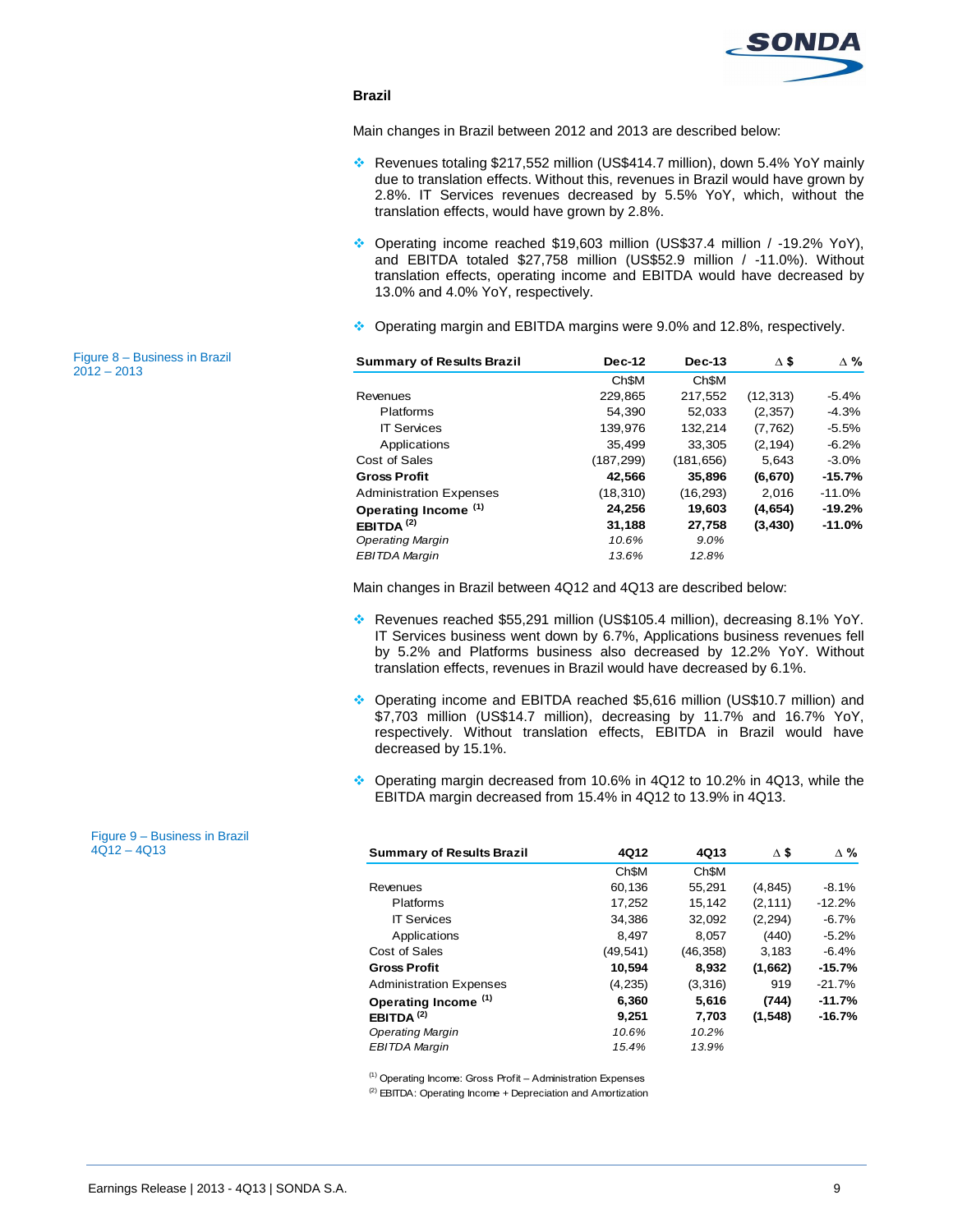## Brazil

Main changes in Brazil between 2012 and 2013 are described below:

- Revenues totaling $217,552 million (US$414.7 million), down 5.4% YoY mainly due to translation effects. Without this, revenues in Brazil would have grown by 2.8%. IT Services revenues decreased by 5.5% YoY, which, without the translation effects, would have grown by 2.8%.
- Operating income reached $19,603 million (US$37.4 million / -19.2% YoY), and EBITDA totaled $27,758 million (US$52.9 million / -11.0%). Without translation effects, operating income and EBITDA would have decreased by 13.0% and 4.0% YoY, respectively.
- Operating margin and EBITDA margins were 9.0% and 12.8%, respectively.

Figure 8 – Business in Brazil 2012 – 2013

| Summary of Results Brazil | Dec-12 | Dec-13 | Δ $ | Δ % |
|---|---|---|---|---|
| | Ch$M | Ch$M | | |
| Revenues | 229,865 | 217,552 | (12,313) | -5.4% |
| Platforms | 54,390 | 52,033 | (2,357) | -4.3% |
| IT Services | 139,976 | 132,214 | (7,762) | -5.5% |
| Applications | 35,499 | 33,305 | (2,194) | -6.2% |
| Cost of Sales | (187,299) | (181,656) | 5,643 | -3.0% |
| **Gross Profit** | **42,566** | **35,896** | **(6,670)** | **-15.7%** |
| Administration Expenses | (18,310) | (16,293) | 2,016 | -11.0% |
| **Operating Income (1)** | **24,256** | **19,603** | **(4,654)** | **-19.2%** |
| **EBITDA (2)** | **31,188** | **27,758** | **(3,430)** | **-11.0%** |
| *Operating Margin* | *10.6%* | *9.0%* | | |
| *EBITDA Margin* | *13.6%* | *12.8%* | | |

Main changes in Brazil between 4Q12 and 4Q13 are described below:

- Revenues reached $55,291 million (US$105.4 million), decreasing 8.1% YoY. IT Services business went down by 6.7%, Applications business revenues fell by 5.2% and Platforms business also decreased by 12.2% YoY. Without translation effects, revenues in Brazil would have decreased by 6.1%.
- Operating income and EBITDA reached $5,616 million (US$10.7 million) and $7,703 million (US$14.7 million), decreasing by 11.7% and 16.7% YoY, respectively. Without translation effects, EBITDA in Brazil would have decreased by 15.1%.
- Operating margin decreased from 10.6% in 4Q12 to 10.2% in 4Q13, while the EBITDA margin decreased from 15.4% in 4Q12 to 13.9% in 4Q13.

Figure 9 – Business in Brazil 4Q12 – 4Q13

| Summary of Results Brazil | 4Q12 | 4Q13 | Δ $ | Δ % |
|---|---|---|---|---|
| | Ch$M | Ch$M | | |
| Revenues | 60,136 | 55,291 | (4,845) | -8.1% |
| Platforms | 17,252 | 15,142 | (2,111) | -12.2% |
| IT Services | 34,386 | 32,092 | (2,294) | -6.7% |
| Applications | 8,497 | 8,057 | (440) | -5.2% |
| Cost of Sales | (49,541) | (46,358) | 3,183 | -6.4% |
| **Gross Profit** | **10,594** | **8,932** | **(1,662)** | **-15.7%** |
| Administration Expenses | (4,235) | (3,316) | 919 | -21.7% |
| **Operating Income (1)** | **6,360** | **5,616** | **(744)** | **-11.7%** |
| **EBITDA (2)** | **9,251** | **7,703** | **(1,548)** | **-16.7%** |
| *Operating Margin* | *10.6%* | *10.2%* | | |
| *EBITDA Margin* | *15.4%* | *13.9%* | | |

(1) Operating Income: Gross Profit – Administration Expenses

(2) EBITDA: Operating Income + Depreciation and Amortization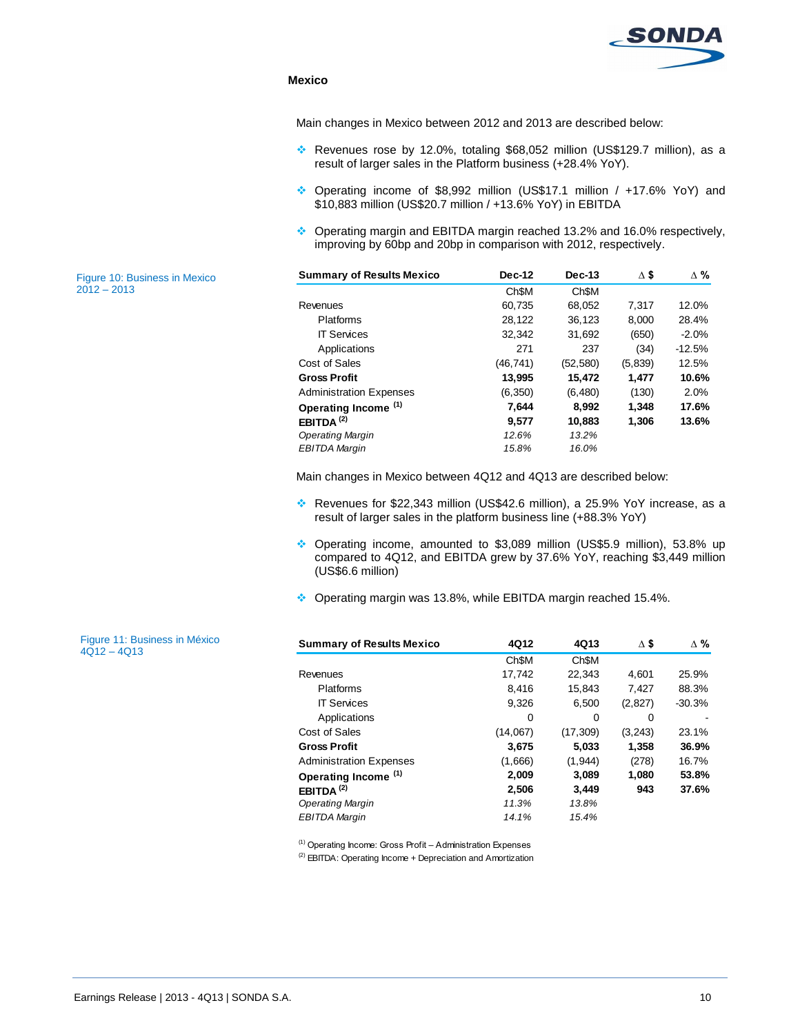## Mexico

Main changes in Mexico between 2012 and 2013 are described below:

- Revenues rose by 12.0%, totaling $68,052 million (US$129.7 million), as a result of larger sales in the Platform business (+28.4% YoY).
- Operating income of $8,992 million (US$17.1 million / +17.6% YoY) and $10,883 million (US$20.7 million / +13.6% YoY) in EBITDA
- Operating margin and EBITDA margin reached 13.2% and 16.0% respectively, improving by 60bp and 20bp in comparison with 2012, respectively.

Figure 10: Business in Mexico 2012 – 2013

| **Summary of Results Mexico** | **Dec-12** | **Dec-13** | **Δ $** | **Δ %** |
|---|---|---|---|---|
| | Ch$M | Ch$M | | |
| Revenues | 60,735 | 68,052 | 7,317 | 12.0% |
| Platforms | 28,122 | 36,123 | 8,000 | 28.4% |
| IT Services | 32,342 | 31,692 | (650) | -2.0% |
| Applications | 271 | 237 | (34) | -12.5% |
| Cost of Sales | (46,741) | (52,580) | (5,839) | 12.5% |
| **Gross Profit** | **13,995** | **15,472** | **1,477** | **10.6%** |
| Administration Expenses | (6,350) | (6,480) | (130) | 2.0% |
| **Operating Income (1)** | **7,644** | **8,992** | **1,348** | **17.6%** |
| **EBITDA (2)** | **9,577** | **10,883** | **1,306** | **13.6%** |
| *Operating Margin* | *12.6%* | *13.2%* | | |
| *EBITDA Margin* | *15.8%* | *16.0%* | | |

Main changes in Mexico between 4Q12 and 4Q13 are described below:

- Revenues for $22,343 million (US$42.6 million), a 25.9% YoY increase, as a result of larger sales in the platform business line (+88.3% YoY)
- Operating income, amounted to $3,089 million (US$5.9 million), 53.8% up compared to 4Q12, and EBITDA grew by 37.6% YoY, reaching $3,449 million (US$6.6 million)
- Operating margin was 13.8%, while EBITDA margin reached 15.4%.

Figure 11: Business in México 4Q12 – 4Q13

| **Summary of Results Mexico** | **4Q12** | **4Q13** | **Δ $** | **Δ %** |
|---|---|---|---|---|
| | Ch$M | Ch$M | | |
| Revenues | 17,742 | 22,343 | 4,601 | 25.9% |
| Platforms | 8,416 | 15,843 | 7,427 | 88.3% |
| IT Services | 9,326 | 6,500 | (2,827) | -30.3% |
| Applications | 0 | 0 | 0 | - |
| Cost of Sales | (14,067) | (17,309) | (3,243) | 23.1% |
| **Gross Profit** | **3,675** | **5,033** | **1,358** | **36.9%** |
| Administration Expenses | (1,666) | (1,944) | (278) | 16.7% |
| **Operating Income (1)** | **2,009** | **3,089** | **1,080** | **53.8%** |
| **EBITDA (2)** | **2,506** | **3,449** | **943** | **37.6%** |
| *Operating Margin* | *11.3%* | *13.8%* | | |
| *EBITDA Margin* | *14.1%* | *15.4%* | | |

(1) Operating Income: Gross Profit – Administration Expenses

(2) EBITDA: Operating Income + Depreciation and Amortization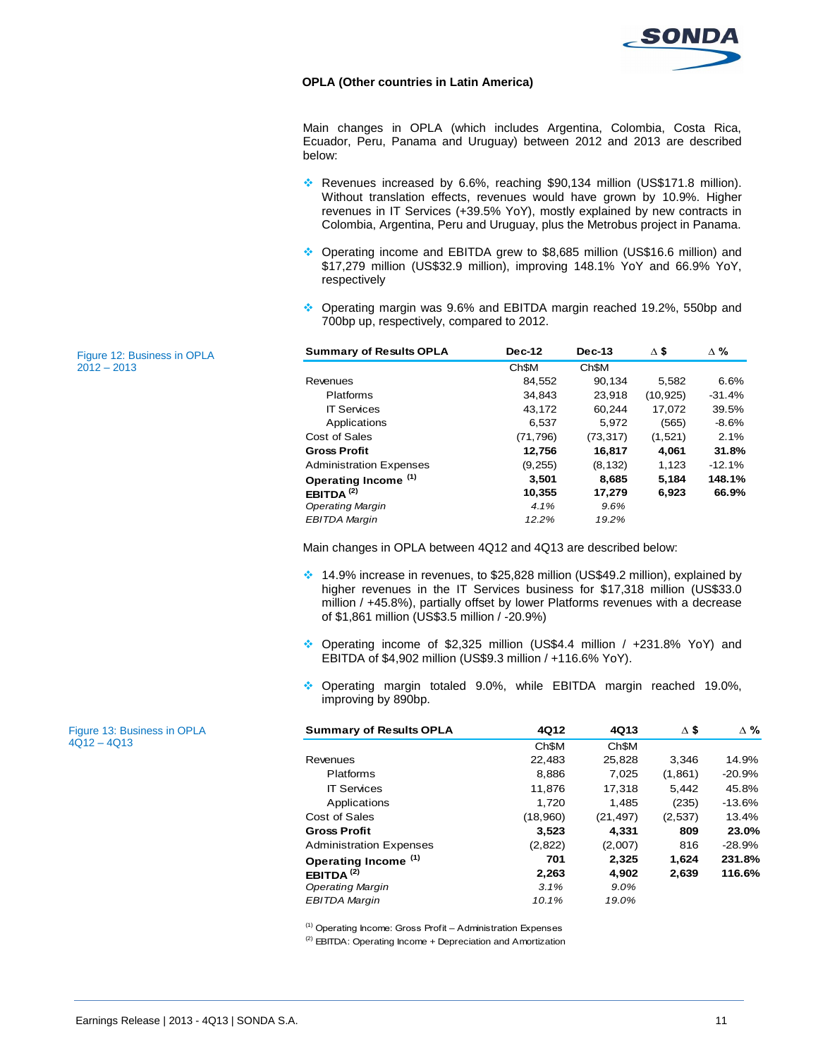## OPLA (Other countries in Latin America)

Main changes in OPLA (which includes Argentina, Colombia, Costa Rica, Ecuador, Peru, Panama and Uruguay) between 2012 and 2013 are described below:

- Revenues increased by 6.6%, reaching $90,134 million (US$171.8 million). Without translation effects, revenues would have grown by 10.9%. Higher revenues in IT Services (+39.5% YoY), mostly explained by new contracts in Colombia, Argentina, Peru and Uruguay, plus the Metrobus project in Panama.
- Operating income and EBITDA grew to $8,685 million (US$16.6 million) and $17,279 million (US$32.9 million), improving 148.1% YoY and 66.9% YoY, respectively
- Operating margin was 9.6% and EBITDA margin reached 19.2%, 550bp and 700bp up, respectively, compared to 2012.

Figure 12: Business in OPLA 2012 – 2013

| Summary of Results OPLA | Dec-12 | Dec-13 | Δ $ | Δ % |
|---|---|---|---|---|
| | Ch$M | Ch$M | | |
| Revenues | 84,552 | 90,134 | 5,582 | 6.6% |
| Platforms | 34,843 | 23,918 | (10,925) | -31.4% |
| IT Services | 43,172 | 60,244 | 17,072 | 39.5% |
| Applications | 6,537 | 5,972 | (565) | -8.6% |
| Cost of Sales | (71,796) | (73,317) | (1,521) | 2.1% |
| **Gross Profit** | **12,756** | **16,817** | **4,061** | **31.8%** |
| Administration Expenses | (9,255) | (8,132) | 1,123 | -12.1% |
| **Operating Income (1)** | **3,501** | **8,685** | **5,184** | **148.1%** |
| **EBITDA (2)** | **10,355** | **17,279** | **6,923** | **66.9%** |
| *Operating Margin* | *4.1%* | *9.6%* | | |
| *EBITDA Margin* | *12.2%* | *19.2%* | | |

Main changes in OPLA between 4Q12 and 4Q13 are described below:

- 14.9% increase in revenues, to $25,828 million (US$49.2 million), explained by higher revenues in the IT Services business for $17,318 million (US$33.0 million / +45.8%), partially offset by lower Platforms revenues with a decrease of $1,861 million (US$3.5 million / -20.9%)
- Operating income of $2,325 million (US$4.4 million / +231.8% YoY) and EBITDA of $4,902 million (US$9.3 million / +116.6% YoY).
- Operating margin totaled 9.0%, while EBITDA margin reached 19.0%, improving by 890bp.

Figure 13: Business in OPLA 4Q12 – 4Q13

| Summary of Results OPLA | 4Q12 | 4Q13 | Δ $ | Δ % |
|---|---|---|---|---|
| | Ch$M | Ch$M | | |
| Revenues | 22,483 | 25,828 | 3,346 | 14.9% |
| Platforms | 8,886 | 7,025 | (1,861) | -20.9% |
| IT Services | 11,876 | 17,318 | 5,442 | 45.8% |
| Applications | 1,720 | 1,485 | (235) | -13.6% |
| Cost of Sales | (18,960) | (21,497) | (2,537) | 13.4% |
| **Gross Profit** | **3,523** | **4,331** | **809** | **23.0%** |
| Administration Expenses | (2,822) | (2,007) | 816 | -28.9% |
| **Operating Income (1)** | **701** | **2,325** | **1,624** | **231.8%** |
| **EBITDA (2)** | **2,263** | **4,902** | **2,639** | **116.6%** |
| *Operating Margin* | *3.1%* | *9.0%* | | |
| *EBITDA Margin* | *10.1%* | *19.0%* | | |

(1) Operating Income: Gross Profit – Administration Expenses

(2) EBITDA: Operating Income + Depreciation and Amortization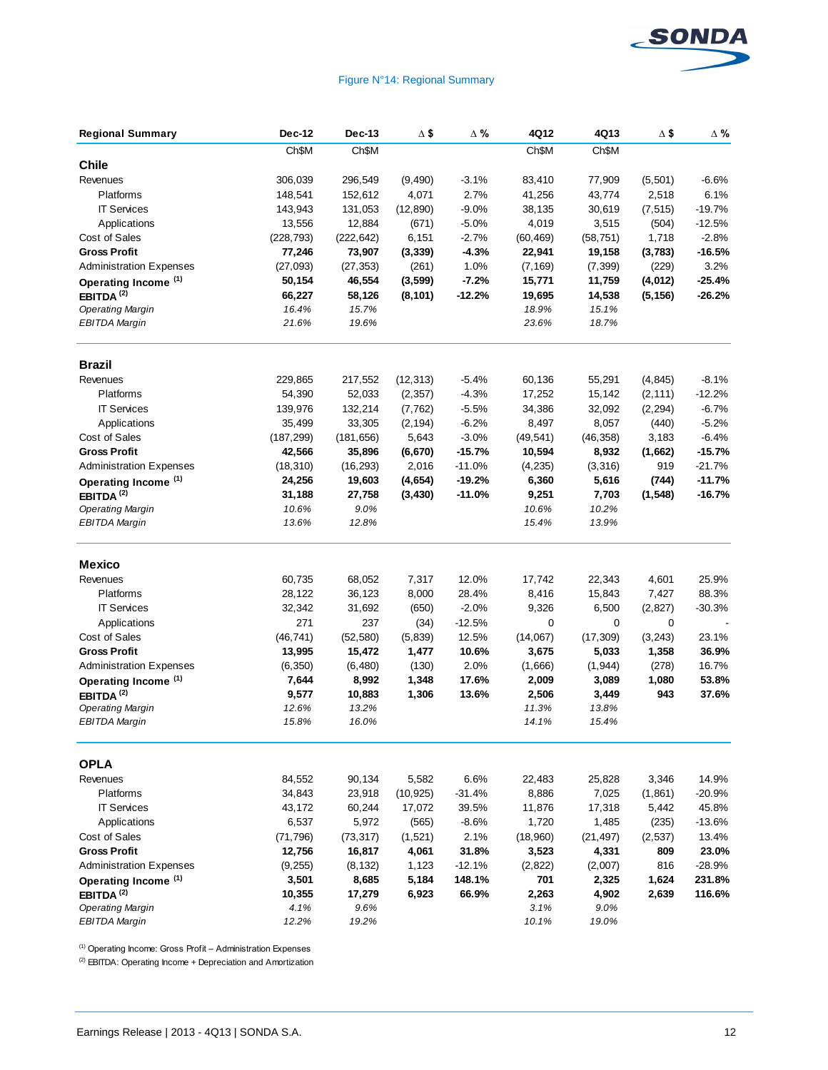Figure N°14: Regional Summary

| Regional Summary | Dec-12 | Dec-13 | Δ $ | Δ % | 4Q12 | 4Q13 | Δ $ | Δ % |
|---|---|---|---|---|---|---|---|---|
| | Ch$M | Ch$M | | | Ch$M | Ch$M | | |
| **Chile** | | | | | | | | |
| Revenues | 306,039 | 296,549 | (9,490) | -3.1% | 83,410 | 77,909 | (5,501) | -6.6% |
| Platforms | 148,541 | 152,612 | 4,071 | 2.7% | 41,256 | 43,774 | 2,518 | 6.1% |
| IT Services | 143,943 | 131,053 | (12,890) | -9.0% | 38,135 | 30,619 | (7,515) | -19.7% |
| Applications | 13,556 | 12,884 | (671) | -5.0% | 4,019 | 3,515 | (504) | -12.5% |
| Cost of Sales | (228,793) | (222,642) | 6,151 | -2.7% | (60,469) | (58,751) | 1,718 | -2.8% |
| **Gross Profit** | **77,246** | **73,907** | **(3,339)** | **-4.3%** | **22,941** | **19,158** | **(3,783)** | **-16.5%** |
| Administration Expenses | (27,093) | (27,353) | (261) | 1.0% | (7,169) | (7,399) | (229) | 3.2% |
| **Operating Income [1]** | **50,154** | **46,554** | **(3,599)** | **-7.2%** | **15,771** | **11,759** | **(4,012)** | **-25.4%** |
| **EBITDA [2]** | **66,227** | **58,126** | **(8,101)** | **-12.2%** | **19,695** | **14,538** | **(5,156)** | **-26.2%** |
| *Operating Margin* | *16.4%* | *15.7%* | | | *18.9%* | *15.1%* | | |
| *EBITDA Margin* | *21.6%* | *19.6%* | | | *23.6%* | *18.7%* | | |
| **Brazil** | | | | | | | | |
| Revenues | 229,865 | 217,552 | (12,313) | -5.4% | 60,136 | 55,291 | (4,845) | -8.1% |
| Platforms | 54,390 | 52,033 | (2,357) | -4.3% | 17,252 | 15,142 | (2,111) | -12.2% |
| IT Services | 139,976 | 132,214 | (7,762) | -5.5% | 34,386 | 32,092 | (2,294) | -6.7% |
| Applications | 35,499 | 33,305 | (2,194) | -6.2% | 8,497 | 8,057 | (440) | -5.2% |
| Cost of Sales | (187,299) | (181,656) | 5,643 | -3.0% | (49,541) | (46,358) | 3,183 | -6.4% |
| **Gross Profit** | **42,566** | **35,896** | **(6,670)** | **-15.7%** | **10,594** | **8,932** | **(1,662)** | **-15.7%** |
| Administration Expenses | (18,310) | (16,293) | 2,016 | -11.0% | (4,235) | (3,316) | 919 | -21.7% |
| **Operating Income [1]** | **24,256** | **19,603** | **(4,654)** | **-19.2%** | **6,360** | **5,616** | **(744)** | **-11.7%** |
| **EBITDA [2]** | **31,188** | **27,758** | **(3,430)** | **-11.0%** | **9,251** | **7,703** | **(1,548)** | **-16.7%** |
| *Operating Margin* | *10.6%* | *9.0%* | | | *10.6%* | *10.2%* | | |
| *EBITDA Margin* | *13.6%* | *12.8%* | | | *15.4%* | *13.9%* | | |
| **Mexico** | | | | | | | | |
| Revenues | 60,735 | 68,052 | 7,317 | 12.0% | 17,742 | 22,343 | 4,601 | 25.9% |
| Platforms | 28,122 | 36,123 | 8,000 | 28.4% | 8,416 | 15,843 | 7,427 | 88.3% |
| IT Services | 32,342 | 31,692 | (650) | -2.0% | 9,326 | 6,500 | (2,827) | -30.3% |
| Applications | 271 | 237 | (34) | -12.5% | 0 | 0 | 0 | - |
| Cost of Sales | (46,741) | (52,580) | (5,839) | 12.5% | (14,067) | (17,309) | (3,243) | 23.1% |
| **Gross Profit** | **13,995** | **15,472** | **1,477** | **10.6%** | **3,675** | **5,033** | **1,358** | **36.9%** |
| Administration Expenses | (6,350) | (6,480) | (130) | 2.0% | (1,666) | (1,944) | (278) | 16.7% |
| **Operating Income [1]** | **7,644** | **8,992** | **1,348** | **17.6%** | **2,009** | **3,089** | **1,080** | **53.8%** |
| **EBITDA [2]** | **9,577** | **10,883** | **1,306** | **13.6%** | **2,506** | **3,449** | **943** | **37.6%** |
| *Operating Margin* | *12.6%* | *13.2%* | | | *11.3%* | *13.8%* | | |
| *EBITDA Margin* | *15.8%* | *16.0%* | | | *14.1%* | *15.4%* | | |
| **OPLA** | | | | | | | | |
| Revenues | 84,552 | 90,134 | 5,582 | 6.6% | 22,483 | 25,828 | 3,346 | 14.9% |
| Platforms | 34,843 | 23,918 | (10,925) | -31.4% | 8,886 | 7,025 | (1,861) | -20.9% |
| IT Services | 43,172 | 60,244 | 17,072 | 39.5% | 11,876 | 17,318 | 5,442 | 45.8% |
| Applications | 6,537 | 5,972 | (565) | -8.6% | 1,720 | 1,485 | (235) | -13.6% |
| Cost of Sales | (71,796) | (73,317) | (1,521) | 2.1% | (18,960) | (21,497) | (2,537) | 13.4% |
| **Gross Profit** | **12,756** | **16,817** | **4,061** | **31.8%** | **3,523** | **4,331** | **809** | **23.0%** |
| Administration Expenses | (9,255) | (8,132) | 1,123 | -12.1% | (2,822) | (2,007) | 816 | -28.9% |
| **Operating Income [1]** | **3,501** | **8,685** | **5,184** | **148.1%** | **701** | **2,325** | **1,624** | **231.8%** |
| **EBITDA [2]** | **10,355** | **17,279** | **6,923** | **66.9%** | **2,263** | **4,902** | **2,639** | **116.6%** |
| *Operating Margin* | *4.1%* | *9.6%* | | | *3.1%* | *9.0%* | | |
| *EBITDA Margin* | *12.2%* | *19.2%* | | | *10.1%* | *19.0%* | | |

[1] Operating Income: Gross Profit – Administration Expenses

[2] EBITDA: Operating Income + Depreciation and Amortization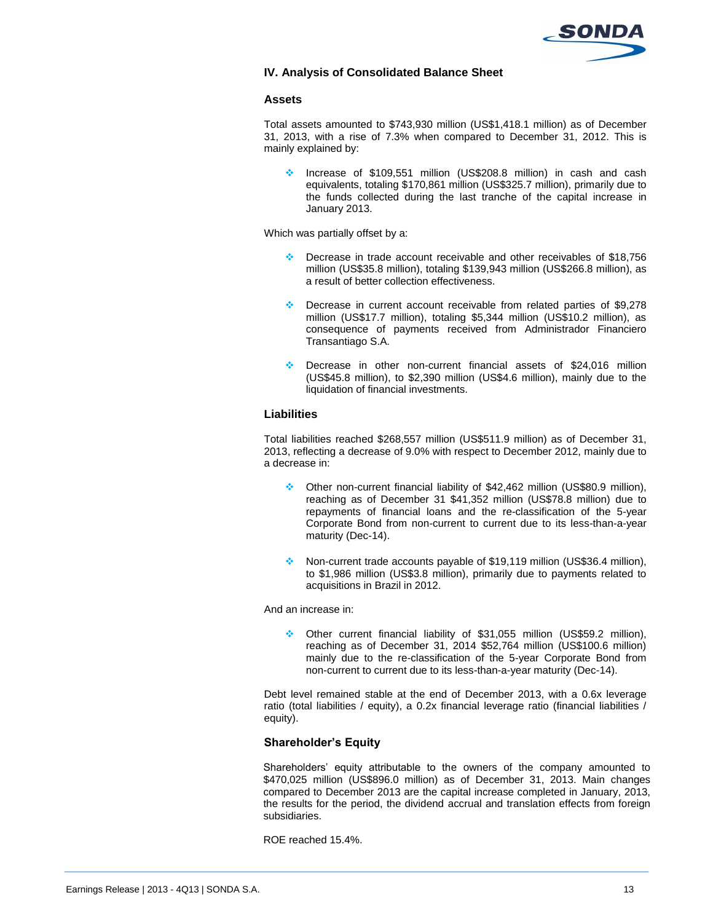## IV. Analysis of Consolidated Balance Sheet

### Assets

Total assets amounted to $743,930 million (US$1,418.1 million) as of December 31, 2013, with a rise of 7.3% when compared to December 31, 2012. This is mainly explained by:

- Increase of $109,551 million (US$208.8 million) in cash and cash equivalents, totaling $170,861 million (US$325.7 million), primarily due to the funds collected during the last tranche of the capital increase in January 2013.

Which was partially offset by a:

- Decrease in trade account receivable and other receivables of $18,756 million (US$35.8 million), totaling $139,943 million (US$266.8 million), as a result of better collection effectiveness.
- Decrease in current account receivable from related parties of $9,278 million (US$17.7 million), totaling $5,344 million (US$10.2 million), as consequence of payments received from Administrador Financiero Transantiago S.A.
- Decrease in other non-current financial assets of $24,016 million (US$45.8 million), to $2,390 million (US$4.6 million), mainly due to the liquidation of financial investments.

### Liabilities

Total liabilities reached $268,557 million (US$511.9 million) as of December 31, 2013, reflecting a decrease of 9.0% with respect to December 2012, mainly due to a decrease in:

- Other non-current financial liability of $42,462 million (US$80.9 million), reaching as of December 31 $41,352 million (US$78.8 million) due to repayments of financial loans and the re-classification of the 5-year Corporate Bond from non-current to current due to its less-than-a-year maturity (Dec-14).
- Non-current trade accounts payable of $19,119 million (US$36.4 million), to $1,986 million (US$3.8 million), primarily due to payments related to acquisitions in Brazil in 2012.

And an increase in:

- Other current financial liability of $31,055 million (US$59.2 million), reaching as of December 31, 2014 $52,764 million (US$100.6 million) mainly due to the re-classification of the 5-year Corporate Bond from non-current to current due to its less-than-a-year maturity (Dec-14).

Debt level remained stable at the end of December 2013, with a 0.6x leverage ratio (total liabilities / equity), a 0.2x financial leverage ratio (financial liabilities / equity).

### Shareholder's Equity

Shareholders' equity attributable to the owners of the company amounted to $470,025 million (US$896.0 million) as of December 31, 2013. Main changes compared to December 2013 are the capital increase completed in January, 2013, the results for the period, the dividend accrual and translation effects from foreign subsidiaries.

ROE reached 15.4%.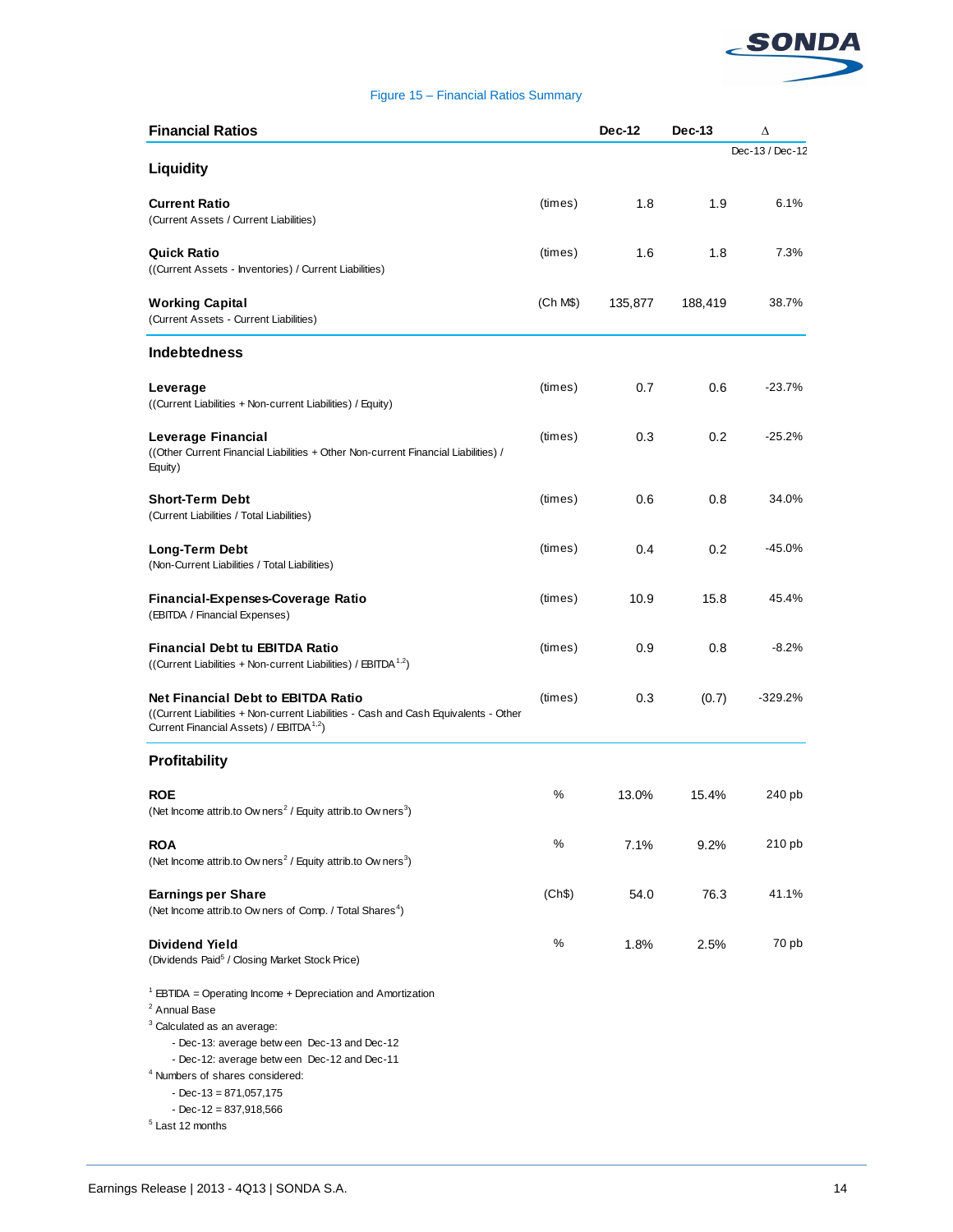Figure 15 – Financial Ratios Summary

| Financial Ratios | | Dec-12 | Dec-13 | Δ Dec-13 / Dec-12 |
|---|---|---|---|---|
| **Liquidity** | | | | |
| **Current Ratio** (Current Assets / Current Liabilities) | (times) | 1.8 | 1.9 | 6.1% |
| **Quick Ratio** ((Current Assets - Inventories) / Current Liabilities) | (times) | 1.6 | 1.8 | 7.3% |
| **Working Capital** (Current Assets - Current Liabilities) | (Ch M$) | 135,877 | 188,419 | 38.7% |
| **Indebtedness** | | | | |
| **Leverage** ((Current Liabilities + Non-current Liabilities) / Equity) | (times) | 0.7 | 0.6 | -23.7% |
| **Leverage Financial** ((Other Current Financial Liabilities + Other Non-current Financial Liabilities) / Equity) | (times) | 0.3 | 0.2 | -25.2% |
| **Short-Term Debt** (Current Liabilities / Total Liabilities) | (times) | 0.6 | 0.8 | 34.0% |
| **Long-Term Debt** (Non-Current Liabilities / Total Liabilities) | (times) | 0.4 | 0.2 | -45.0% |
| **Financial-Expenses-Coverage Ratio** (EBITDA / Financial Expenses) | (times) | 10.9 | 15.8 | 45.4% |
| **Financial Debt tu EBITDA Ratio** ((Current Liabilities + Non-current Liabilities) / EBITDA[1,2]) | (times) | 0.9 | 0.8 | -8.2% |
| **Net Financial Debt to EBITDA Ratio** ((Current Liabilities + Non-current Liabilities - Cash and Cash Equivalents - Other Current Financial Assets) / EBITDA[1,2]) | (times) | 0.3 | (0.7) | -329.2% |
| **Profitability** | | | | |
| **ROE** (Net Income attrib.to Owners[2] / Equity attrib.to Owners[3]) | % | 13.0% | 15.4% | 240 pb |
| **ROA** (Net Income attrib.to Owners[2] / Equity attrib.to Owners[3]) | % | 7.1% | 9.2% | 210 pb |
| **Earnings per Share** (Net Income attrib.to Owners of Comp. / Total Shares[4]) | (Ch$) | 54.0 | 76.3 | 41.1% |
| **Dividend Yield** (Dividends Paid[5] / Closing Market Stock Price) | % | 1.8% | 2.5% | 70 pb |

[1] EBTIDA = Operating Income + Depreciation and Amortization
[2] Annual Base
[3] Calculated as an average:
- Dec-13: average between Dec-13 and Dec-12
- Dec-12: average between Dec-12 and Dec-11

[4] Numbers of shares considered:
- Dec-13 = 871,057,175
- Dec-12 = 837,918,566

[5] Last 12 months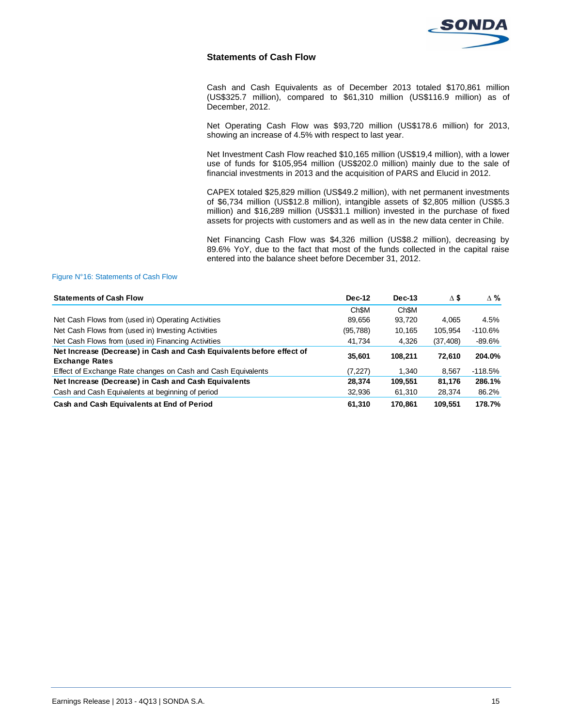## Statements of Cash Flow

Cash and Cash Equivalents as of December 2013 totaled $170,861 million (US$325.7 million), compared to $61,310 million (US$116.9 million) as of December, 2012.

Net Operating Cash Flow was $93,720 million (US$178.6 million) for 2013, showing an increase of 4.5% with respect to last year.

Net Investment Cash Flow reached $10,165 million (US$19,4 million), with a lower use of funds for $105,954 million (US$202.0 million) mainly due to the sale of financial investments in 2013 and the acquisition of PARS and Elucid in 2012.

CAPEX totaled $25,829 million (US$49.2 million), with net permanent investments of $6,734 million (US$12.8 million), intangible assets of $2,805 million (US$5.3 million) and $16,289 million (US$31.1 million) invested in the purchase of fixed assets for projects with customers and as well as in the new data center in Chile.

Net Financing Cash Flow was $4,326 million (US$8.2 million), decreasing by 89.6% YoY, due to the fact that most of the funds collected in the capital raise entered into the balance sheet before December 31, 2012.

Figure N°16: Statements of Cash Flow

| Statements of Cash Flow | Dec-12 | Dec-13 | Δ $ | Δ % |
|---|---|---|---|---|
| | Ch$M | Ch$M | | |
| Net Cash Flows from (used in) Operating Activities | 89,656 | 93,720 | 4,065 | 4.5% |
| Net Cash Flows from (used in) Investing Activities | (95,788) | 10,165 | 105,954 | -110.6% |
| Net Cash Flows from (used in) Financing Activities | 41,734 | 4,326 | (37,408) | -89.6% |
| **Net Increase (Decrease) in Cash and Cash Equivalents before effect of Exchange Rates** | **35,601** | **108,211** | **72,610** | **204.0%** |
| Effect of Exchange Rate changes on Cash and Cash Equivalents | (7,227) | 1,340 | 8,567 | -118.5% |
| **Net Increase (Decrease) in Cash and Cash Equivalents** | **28,374** | **109,551** | **81,176** | **286.1%** |
| Cash and Cash Equivalents at beginning of period | 32,936 | 61,310 | 28,374 | 86.2% |
| **Cash and Cash Equivalents at End of Period** | **61,310** | **170,861** | **109,551** | **178.7%** |